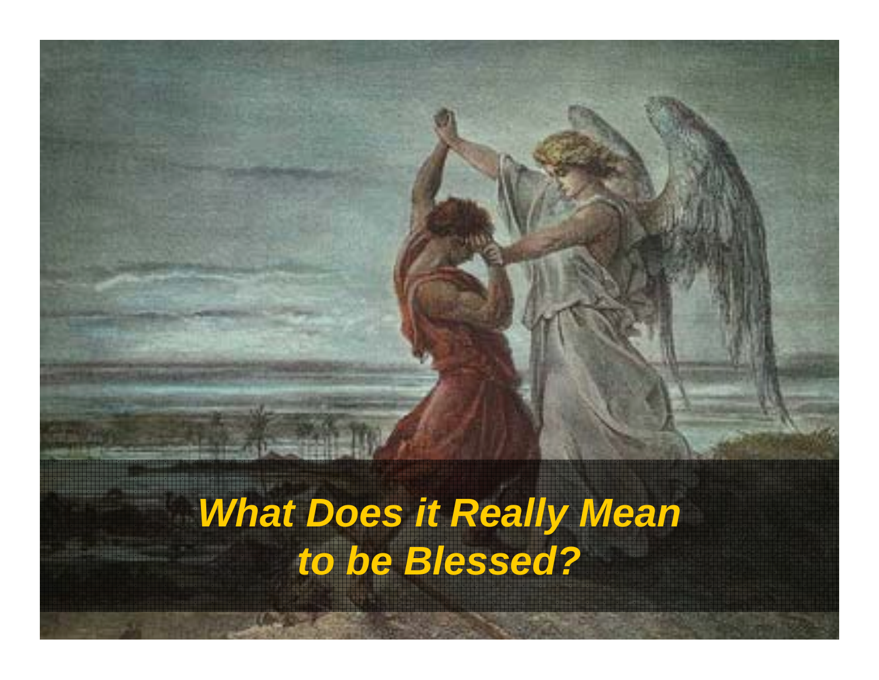# *What Does it Really Mean to be Blessed?*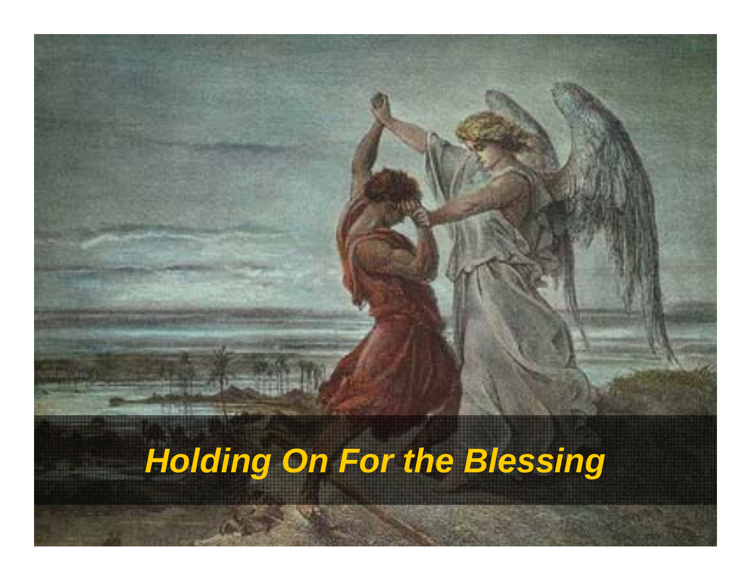***Holding On For the Blessing***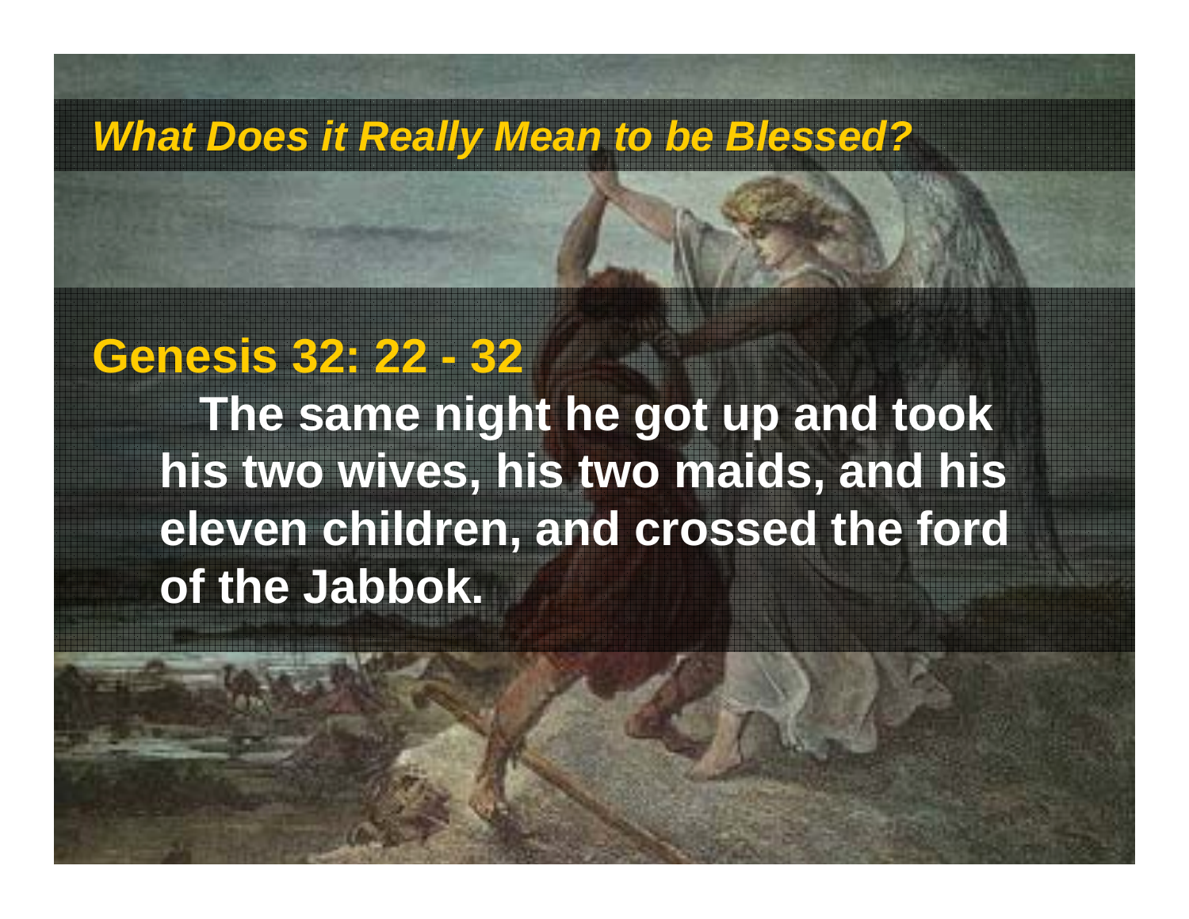*What Does it Really Mean to be Blessed?*

**Genesis 32: 22 - 32**

**The same night he got up and took his two wives, his two maids, and his eleven children, and crossed the ford of the Jabbok.**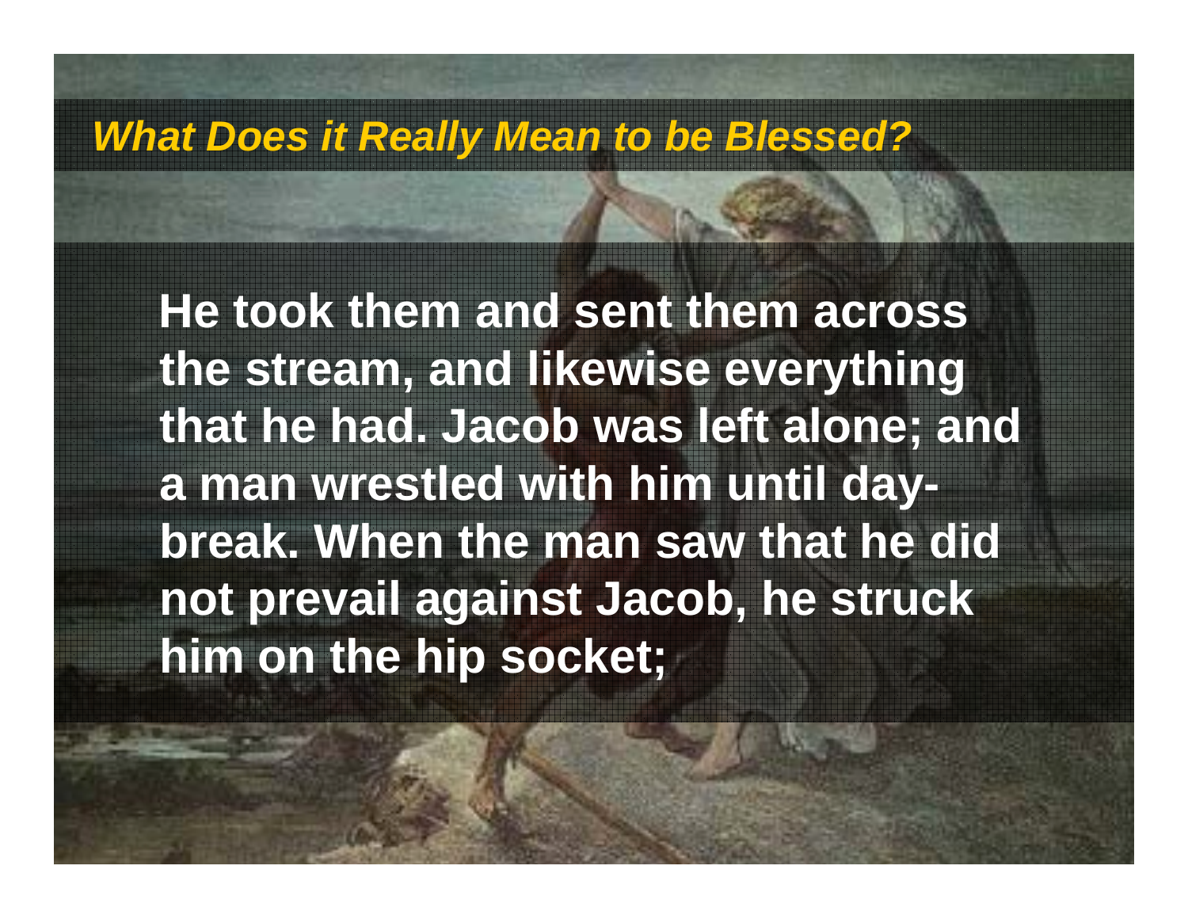## *What Does it Really Mean to be Blessed?*

**He took them and sent them across the stream, and likewise everything that he had. Jacob was left alone; and a man wrestled with him until day-break. When the man saw that he did not prevail against Jacob, he struck him on the hip socket;**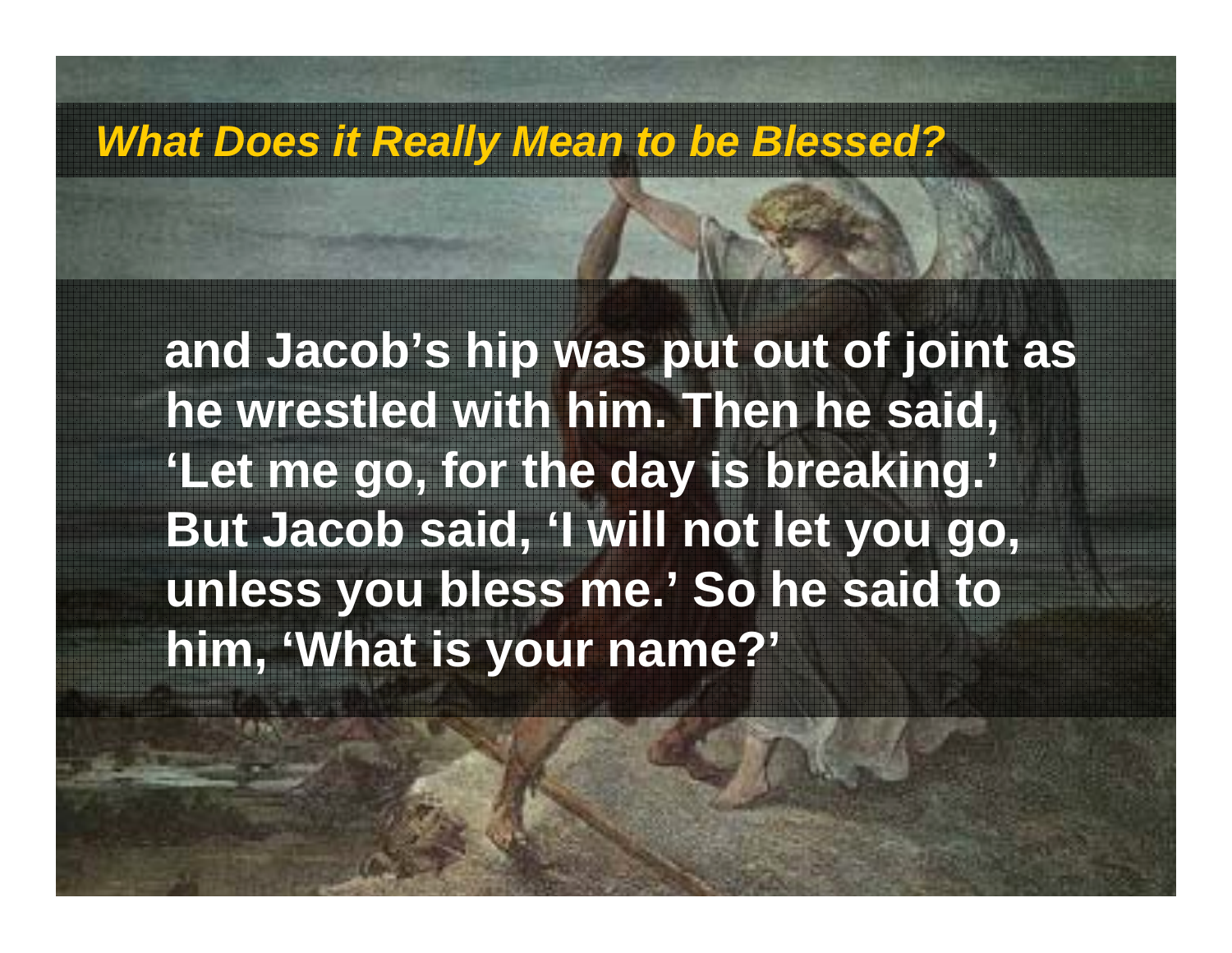## *What Does it Really Mean to be Blessed?*

**and Jacob's hip was put out of joint as he wrestled with him. Then he said, 'Let me go, for the day is breaking.' But Jacob said, 'I will not let you go, unless you bless me.' So he said to him, 'What is your name?'**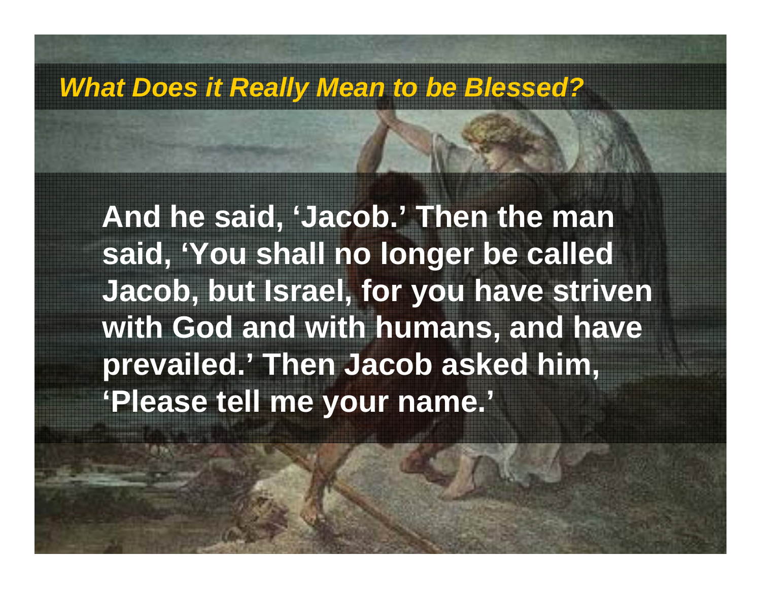## *What Does it Really Mean to be Blessed?*

**And he said, 'Jacob.' Then the man said, 'You shall no longer be called Jacob, but Israel, for you have striven with God and with humans, and have prevailed.' Then Jacob asked him, 'Please tell me your name.'**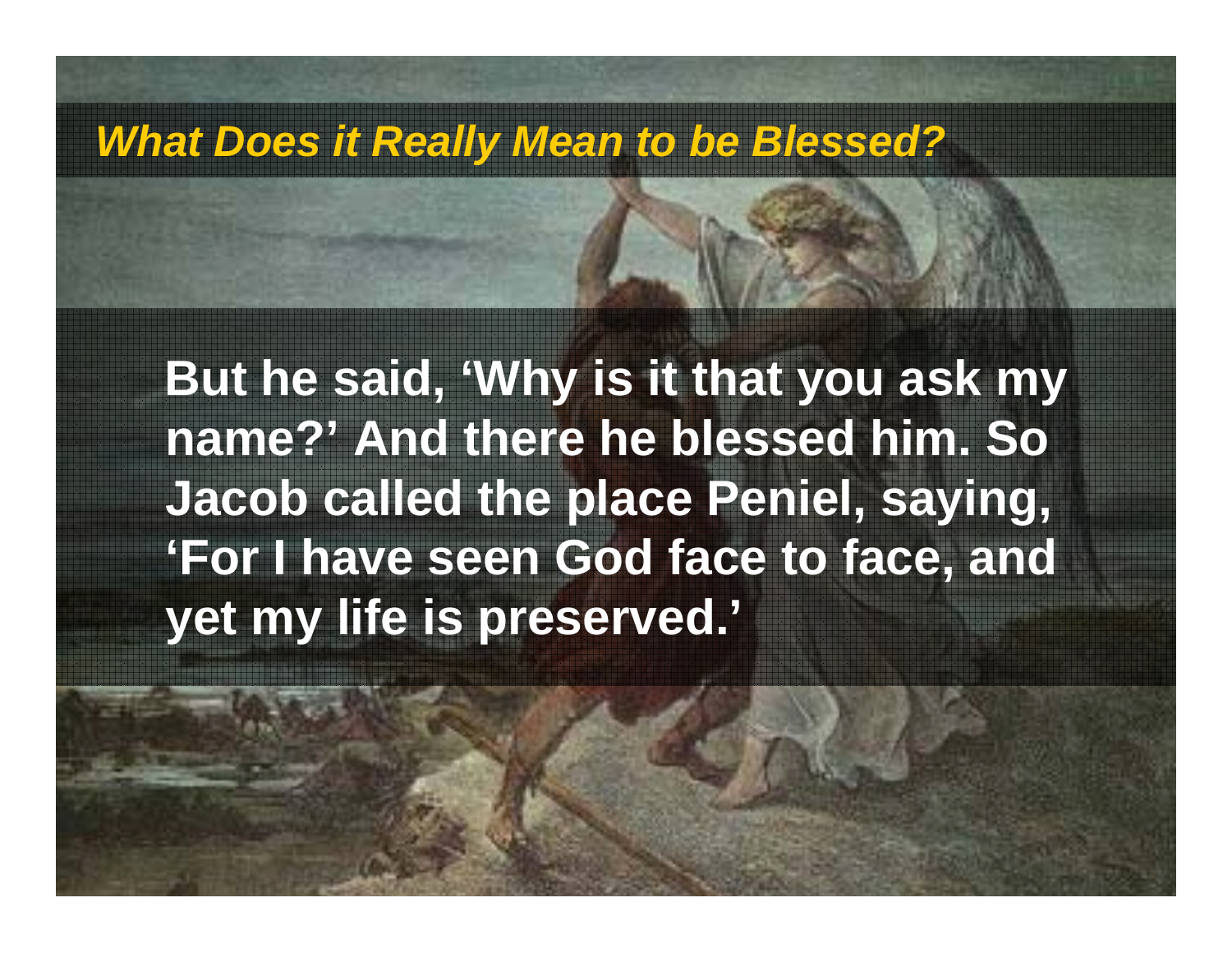## *What Does it Really Mean to be Blessed?*

**But he said, 'Why is it that you ask my name?' And there he blessed him. So Jacob called the place Peniel, saying, 'For I have seen God face to face, and yet my life is preserved.'**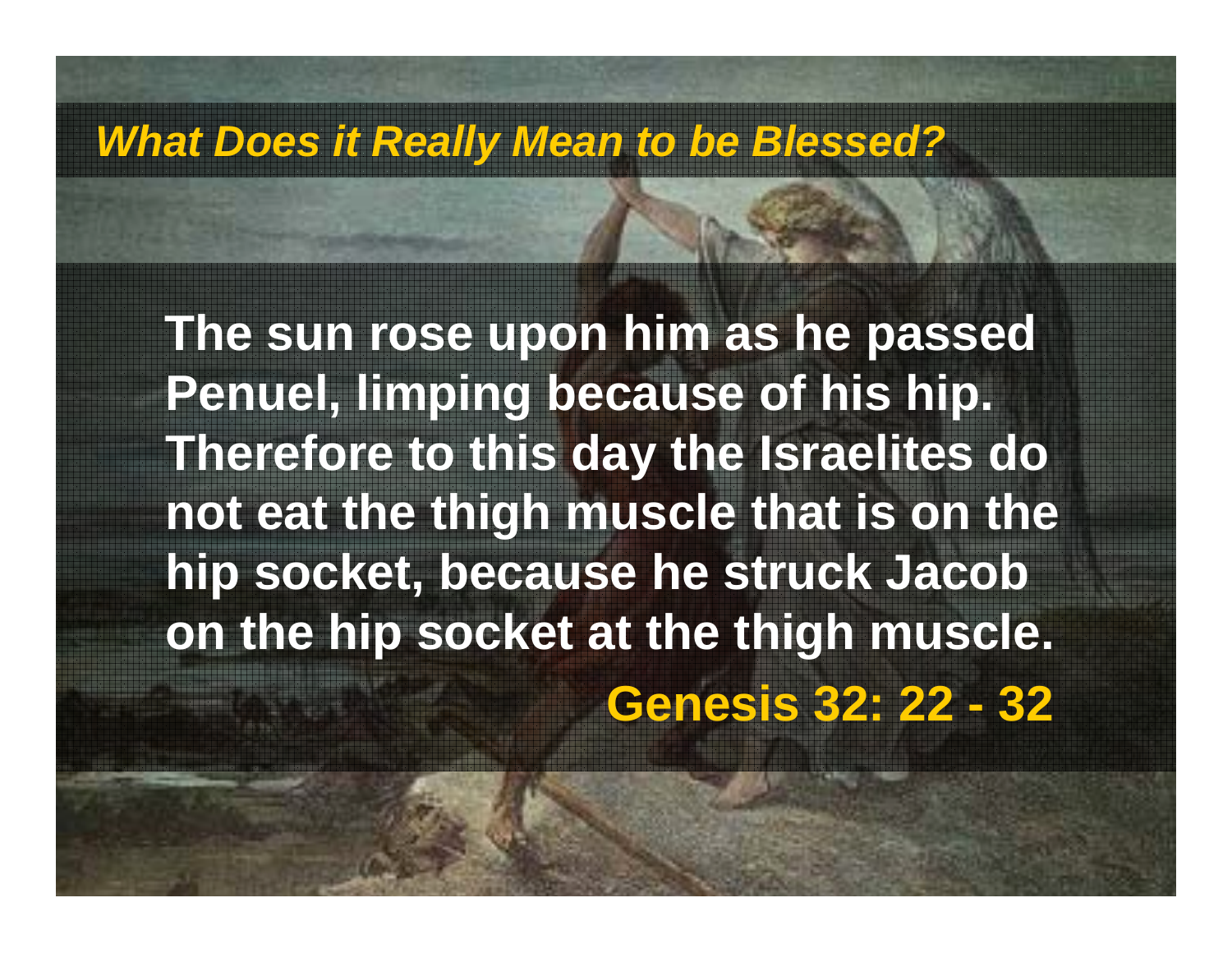*What Does it Really Mean to be Blessed?*

**The sun rose upon him as he passed Penuel, limping because of his hip. Therefore to this day the Israelites do not eat the thigh muscle that is on the hip socket, because he struck Jacob on the hip socket at the thigh muscle.**

**Genesis 32: 22 - 32**